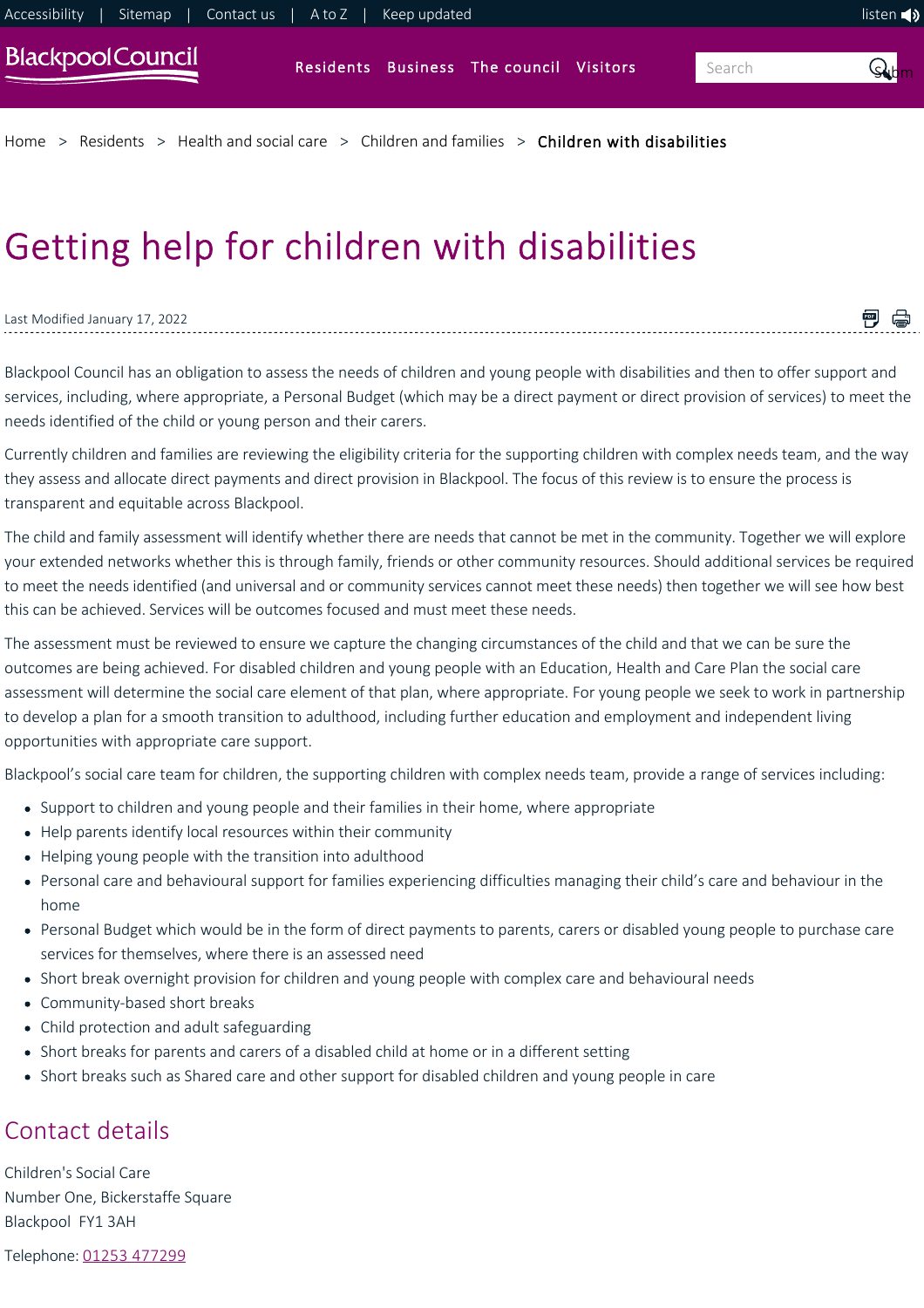Home > Residents > Health and social care > Children and families > **Children with disabilities**

# Getting help for children with disabilities

Last Modified January 17, 2022

Blackpool Council has an obligation to assess the needs of children and young people with disabilities and then to offer support and services, including, where appropriate, a Personal Budget (which may be a direct payment or direct provision of services) to meet the needs identified of the child or young person and their carers.

Currently children and families are reviewing the eligibility criteria for the supporting children with complex needs team, and the way they assess and allocate direct payments and direct provision in Blackpool. The focus of this review is to ensure the process is transparent and equitable across Blackpool.

The child and family assessment will identify whether there are needs that cannot be met in the community. Together we will explore your extended networks whether this is through family, friends or other community resources. Should additional services be required to meet the needs identified (and universal and or community services cannot meet these needs) then together we will see how best this can be achieved. Services will be outcomes focused and must meet these needs.

The assessment must be reviewed to ensure we capture the changing circumstances of the child and that we can be sure the outcomes are being achieved. For disabled children and young people with an Education, Health and Care Plan the social care assessment will determine the social care element of that plan, where appropriate. For young people we seek to work in partnership to develop a plan for a smooth transition to adulthood, including further education and employment and independent living opportunities with appropriate care support.

Blackpool's social care team for children, the supporting children with complex needs team, provide a range of services including:

- Support to children and young people and their families in their home, where appropriate
- Help parents identify local resources within their community
- Helping young people with the transition into adulthood
- Personal care and behavioural support for families experiencing difficulties managing their child's care and behaviour in the home
- Personal Budget which would be in the form of direct payments to parents, carers or disabled young people to purchase care services for themselves, where there is an assessed need
- Short break overnight provision for children and young people with complex care and behavioural needs
- Community-based short breaks
- Child protection and adult safeguarding
- Short breaks for parents and carers of a disabled child at home or in a different setting
- Short breaks such as Shared care and other support for disabled children and young people in care

## Contact details

Children's Social Care
Number One, Bickerstaffe Square
Blackpool FY1 3AH

Telephone: 01253 477299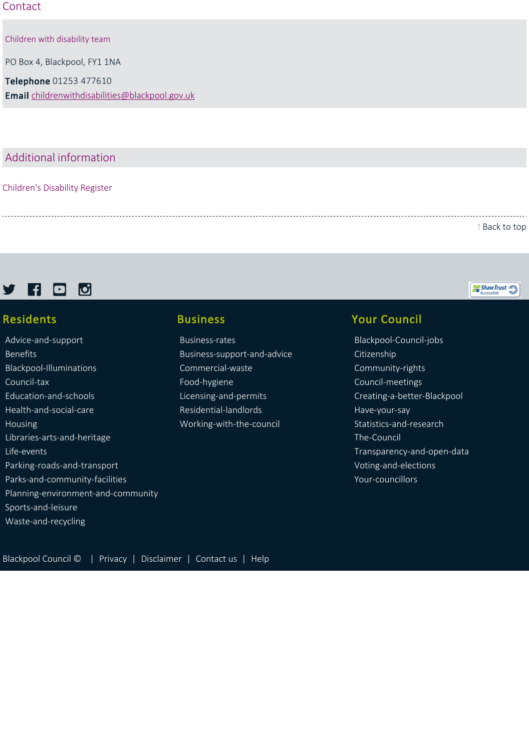## Contact

Children with disability team

PO Box 4, Blackpool, FY1 1NA

**Telephone** 01253 477610
**Email** childrenwithdisabilities@blackpool.gov.uk

## Additional information

Children's Disability Register

↑ Back to top

### Residents

- Advice-and-support
- Benefits
- Blackpool-Illuminations
- Council-tax
- Education-and-schools
- Health-and-social-care
- Housing
- Libraries-arts-and-heritage
- Life-events
- Parking-roads-and-transport
- Parks-and-community-facilities
- Planning-environment-and-community
- Sports-and-leisure
- Waste-and-recycling

### Business

- Business-rates
- Business-support-and-advice
- Commercial-waste
- Food-hygiene
- Licensing-and-permits
- Residential-landlords
- Working-with-the-council

### Your Council

- Blackpool-Council-jobs
- Citizenship
- Community-rights
- Council-meetings
- Creating-a-better-Blackpool
- Have-your-say
- Statistics-and-research
- The-Council
- Transparency-and-open-data
- Voting-and-elections
- Your-councillors

Blackpool Council © | Privacy | Disclaimer | Contact us | Help